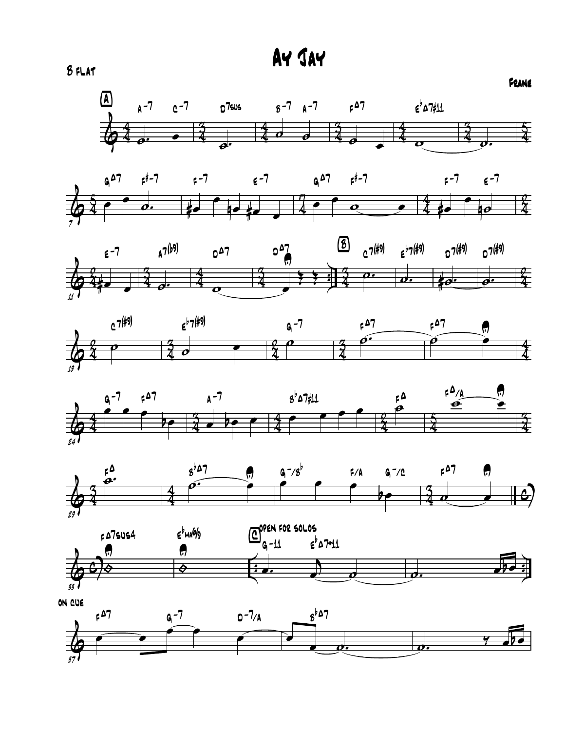# Ay Jay

B flat

Frane

A

B

C Open for solos

On cue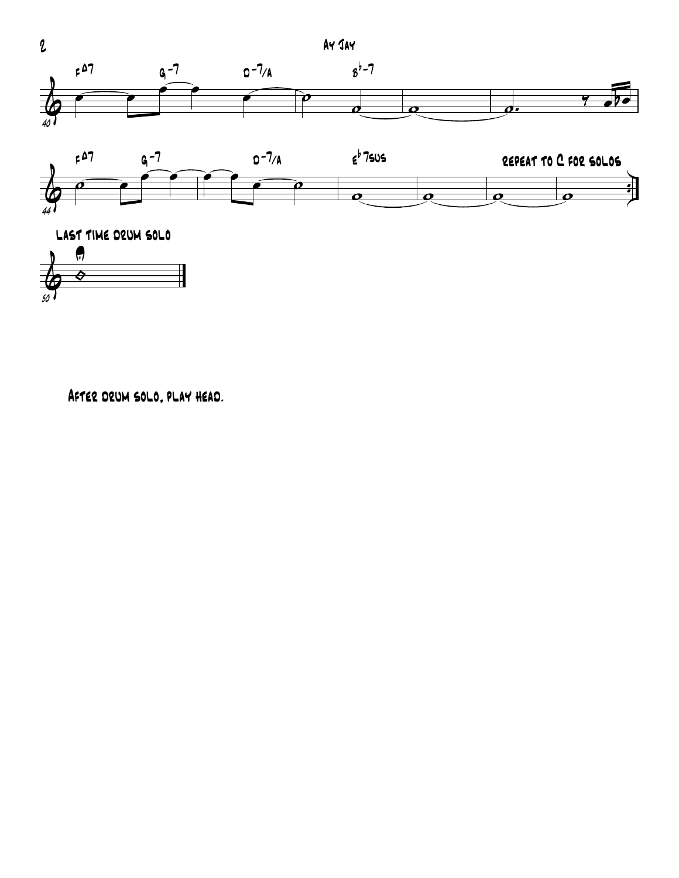After drum solo, play head.